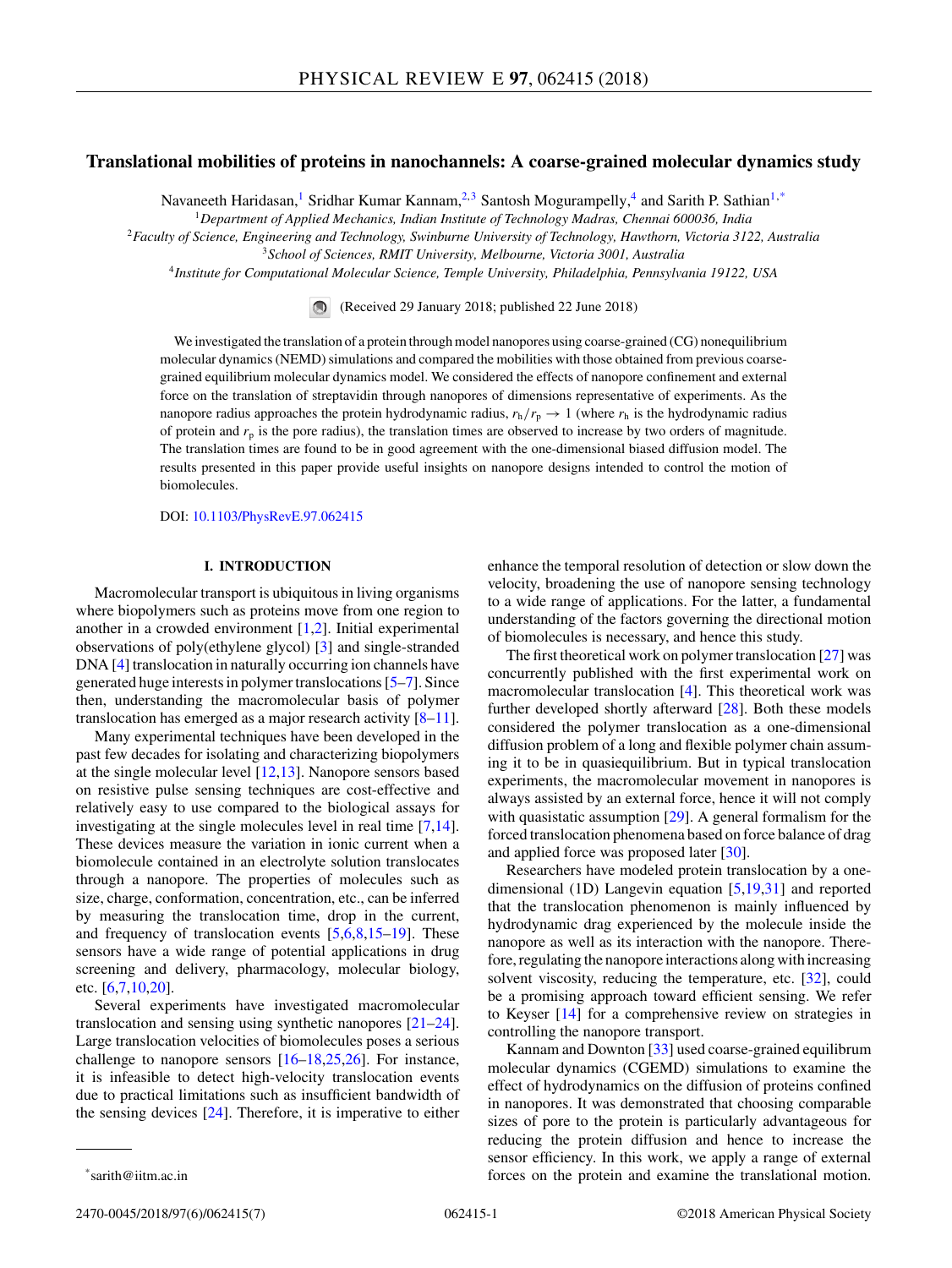# Translational mobilities of proteins in nanochannels: A coarse-grained molecular dynamics study

Navaneeth Haridasan,[1] Sridhar Kumar Kannam,[2,3] Santosh Mogurampelly,[4] and Sarith P. Sathian[1,*]

[1]*Department of Applied Mechanics, Indian Institute of Technology Madras, Chennai 600036, India*
[2]*Faculty of Science, Engineering and Technology, Swinburne University of Technology, Hawthorn, Victoria 3122, Australia*
[3]*School of Sciences, RMIT University, Melbourne, Victoria 3001, Australia*
[4]*Institute for Computational Molecular Science, Temple University, Philadelphia, Pennsylvania 19122, USA*

(Received 29 January 2018; published 22 June 2018)

We investigated the translation of a protein through model nanopores using coarse-grained (CG) nonequilibrium molecular dynamics (NEMD) simulations and compared the mobilities with those obtained from previous coarse-grained equilibrium molecular dynamics model. We considered the effects of nanopore confinement and external force on the translation of streptavidin through nanopores of dimensions representative of experiments. As the nanopore radius approaches the protein hydrodynamic radius, $r_h/r_p \to 1$ (where $r_h$ is the hydrodynamic radius of protein and $r_p$ is the pore radius), the translation times are observed to increase by two orders of magnitude. The translation times are found to be in good agreement with the one-dimensional biased diffusion model. The results presented in this paper provide useful insights on nanopore designs intended to control the motion of biomolecules.

DOI: 10.1103/PhysRevE.97.062415

## I. INTRODUCTION

Macromolecular transport is ubiquitous in living organisms where biopolymers such as proteins move from one region to another in a crowded environment [1,2]. Initial experimental observations of poly(ethylene glycol) [3] and single-stranded DNA [4] translocation in naturally occurring ion channels have generated huge interests in polymer translocations [5–7]. Since then, understanding the macromolecular basis of polymer translocation has emerged as a major research activity [8–11].

Many experimental techniques have been developed in the past few decades for isolating and characterizing biopolymers at the single molecular level [12,13]. Nanopore sensors based on resistive pulse sensing techniques are cost-effective and relatively easy to use compared to the biological assays for investigating at the single molecules level in real time [7,14]. These devices measure the variation in ionic current when a biomolecule contained in an electrolyte solution translocates through a nanopore. The properties of molecules such as size, charge, conformation, concentration, etc., can be inferred by measuring the translocation time, drop in the current, and frequency of translocation events [5,6,8,15–19]. These sensors have a wide range of potential applications in drug screening and delivery, pharmacology, molecular biology, etc. [6,7,10,20].

Several experiments have investigated macromolecular translocation and sensing using synthetic nanopores [21–24]. Large translocation velocities of biomolecules poses a serious challenge to nanopore sensors [16–18,25,26]. For instance, it is infeasible to detect high-velocity translocation events due to practical limitations such as insufficient bandwidth of the sensing devices [24]. Therefore, it is imperative to either enhance the temporal resolution of detection or slow down the velocity, broadening the use of nanopore sensing technology to a wide range of applications. For the latter, a fundamental understanding of the factors governing the directional motion of biomolecules is necessary, and hence this study.

The first theoretical work on polymer translocation [27] was concurrently published with the first experimental work on macromolecular translocation [4]. This theoretical work was further developed shortly afterward [28]. Both these models considered the polymer translocation as a one-dimensional diffusion problem of a long and flexible polymer chain assuming it to be in quasiequilibrium. But in typical translocation experiments, the macromolecular movement in nanopores is always assisted by an external force, hence it will not comply with quasistatic assumption [29]. A general formalism for the forced translocation phenomena based on force balance of drag and applied force was proposed later [30].

Researchers have modeled protein translocation by a one-dimensional (1D) Langevin equation [5,19,31] and reported that the translocation phenomenon is mainly influenced by hydrodynamic drag experienced by the molecule inside the nanopore as well as its interaction with the nanopore. Therefore, regulating the nanopore interactions along with increasing solvent viscosity, reducing the temperature, etc. [32], could be a promising approach toward efficient sensing. We refer to Keyser [14] for a comprehensive review on strategies in controlling the nanopore transport.

Kannam and Downton [33] used coarse-grained equilibrum molecular dynamics (CGEMD) simulations to examine the effect of hydrodynamics on the diffusion of proteins confined in nanopores. It was demonstrated that choosing comparable sizes of pore to the protein is particularly advantageous for reducing the protein diffusion and hence to increase the sensor efficiency. In this work, we apply a range of external forces on the protein and examine the translational motion.

*sarith@iitm.ac.in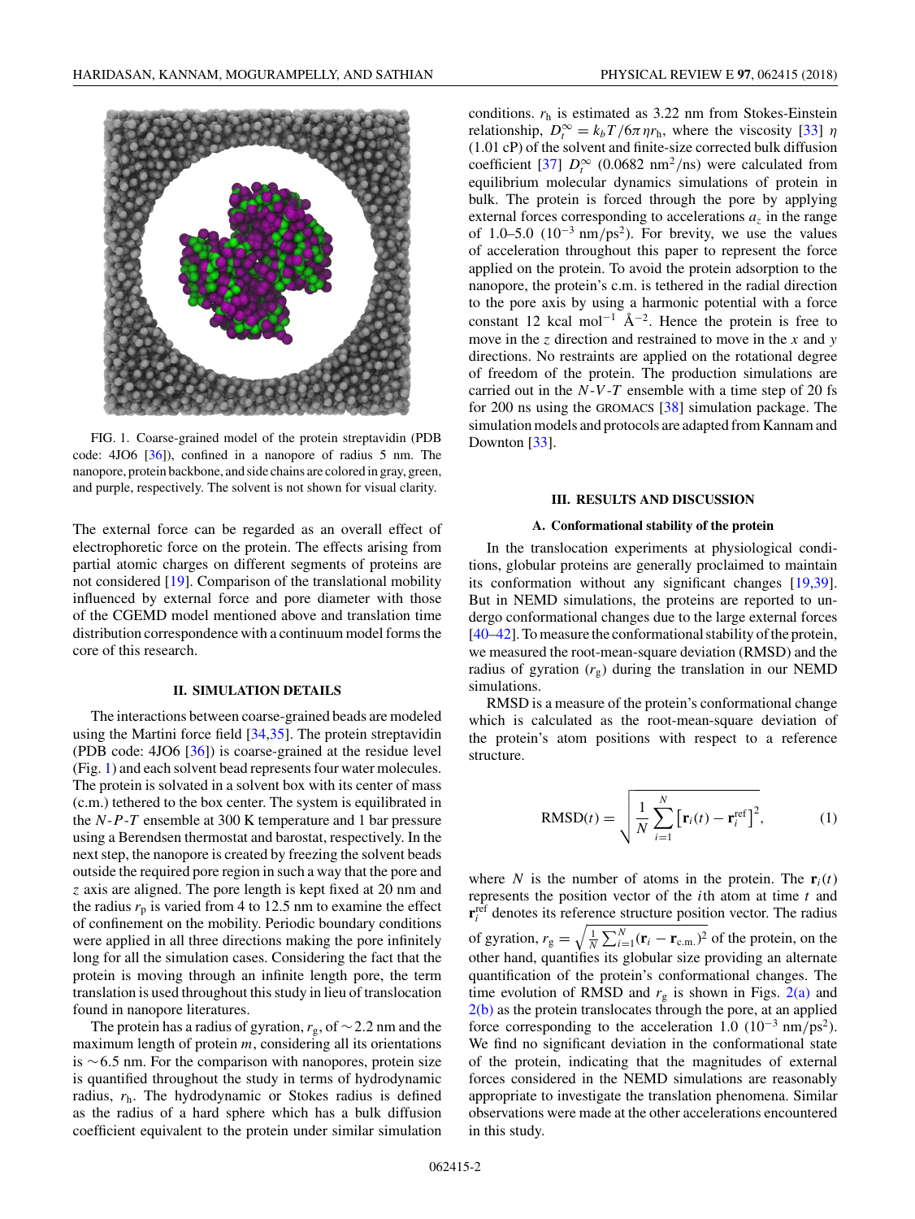FIG. 1. Coarse-grained model of the protein streptavidin (PDB code: 4JO6 [36]), confined in a nanopore of radius 5 nm. The nanopore, protein backbone, and side chains are colored in gray, green, and purple, respectively. The solvent is not shown for visual clarity.

The external force can be regarded as an overall effect of electrophoretic force on the protein. The effects arising from partial atomic charges on different segments of proteins are not considered [19]. Comparison of the translational mobility influenced by external force and pore diameter with those of the CGEMD model mentioned above and translation time distribution correspondence with a continuum model forms the core of this research.

## II. SIMULATION DETAILS

The interactions between coarse-grained beads are modeled using the Martini force field [34,35]. The protein streptavidin (PDB code: 4JO6 [36]) is coarse-grained at the residue level (Fig. 1) and each solvent bead represents four water molecules. The protein is solvated in a solvent box with its center of mass (c.m.) tethered to the box center. The system is equilibrated in the $N$-$P$-$T$ ensemble at 300 K temperature and 1 bar pressure using a Berendsen thermostat and barostat, respectively. In the next step, the nanopore is created by freezing the solvent beads outside the required pore region in such a way that the pore and $z$ axis are aligned. The pore length is kept fixed at 20 nm and the radius $r_\mathrm{p}$ is varied from 4 to 12.5 nm to examine the effect of confinement on the mobility. Periodic boundary conditions were applied in all three directions making the pore infinitely long for all the simulation cases. Considering the fact that the protein is moving through an infinite length pore, the term translation is used throughout this study in lieu of translocation found in nanopore literatures.

The protein has a radius of gyration, $r_\mathrm{g}$, of $\sim$2.2 nm and the maximum length of protein $m$, considering all its orientations is $\sim$6.5 nm. For the comparison with nanopores, protein size is quantified throughout the study in terms of hydrodynamic radius, $r_\mathrm{h}$. The hydrodynamic or Stokes radius is defined as the radius of a hard sphere which has a bulk diffusion coefficient equivalent to the protein under similar simulation conditions. $r_\mathrm{h}$ is estimated as 3.22 nm from Stokes-Einstein relationship, $D_t^\infty = k_b T / 6\pi \eta r_\mathrm{h}$, where the viscosity [33] $\eta$ (1.01 cP) of the solvent and finite-size corrected bulk diffusion coefficient [37] $D_t^\infty$ (0.0682 $\mathrm{nm}^2/\mathrm{ns}$) were calculated from equilibrium molecular dynamics simulations of protein in bulk. The protein is forced through the pore by applying external forces corresponding to accelerations $a_z$ in the range of 1.0–5.0 ($10^{-3}$ $\mathrm{nm}/\mathrm{ps}^2$). For brevity, we use the values of acceleration throughout this paper to represent the force applied on the protein. To avoid the protein adsorption to the nanopore, the protein's c.m. is tethered in the radial direction to the pore axis by using a harmonic potential with a force constant 12 kcal $\mathrm{mol}^{-1}$ $\mathrm{Å}^{-2}$. Hence the protein is free to move in the $z$ direction and restrained to move in the $x$ and $y$ directions. No restraints are applied on the rotational degree of freedom of the protein. The production simulations are carried out in the $N$-$V$-$T$ ensemble with a time step of 20 fs for 200 ns using the GROMACS [38] simulation package. The simulation models and protocols are adapted from Kannam and Downton [33].

## III. RESULTS AND DISCUSSION

### A. Conformational stability of the protein

In the translocation experiments at physiological conditions, globular proteins are generally proclaimed to maintain its conformation without any significant changes [19,39]. But in NEMD simulations, the proteins are reported to undergo conformational changes due to the large external forces [40–42]. To measure the conformational stability of the protein, we measured the root-mean-square deviation (RMSD) and the radius of gyration ($r_\mathrm{g}$) during the translation in our NEMD simulations.

RMSD is a measure of the protein's conformational change which is calculated as the root-mean-square deviation of the protein's atom positions with respect to a reference structure.

$$\mathrm{RMSD}(t) = \sqrt{\frac{1}{N}\sum_{i=1}^{N}\left[\mathbf{r}_i(t) - \mathbf{r}_i^{\mathrm{ref}}\right]^2}, \tag{1}$$

where $N$ is the number of atoms in the protein. The $\mathbf{r}_i(t)$ represents the position vector of the $i$th atom at time $t$ and $\mathbf{r}_i^{\mathrm{ref}}$ denotes its reference structure position vector. The radius of gyration, $r_\mathrm{g} = \sqrt{\frac{1}{N}\sum_{i=1}^{N}(\mathbf{r}_i - \mathbf{r}_{\mathrm{c.m.}})^2}$ of the protein, on the other hand, quantifies its globular size providing an alternate quantification of the protein's conformational changes. The time evolution of RMSD and $r_\mathrm{g}$ is shown in Figs. 2(a) and 2(b) as the protein translocates through the pore, at an applied force corresponding to the acceleration 1.0 ($10^{-3}$ $\mathrm{nm}/\mathrm{ps}^2$). We find no significant deviation in the conformational state of the protein, indicating that the magnitudes of external forces considered in the NEMD simulations are reasonably appropriate to investigate the translation phenomena. Similar observations were made at the other accelerations encountered in this study.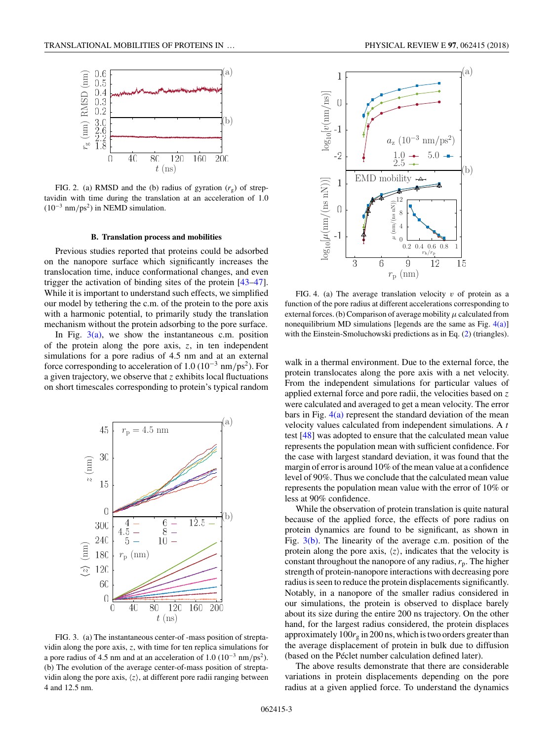FIG. 2. (a) RMSD and the (b) radius of gyration ($r_g$) of streptavidin with time during the translation at an acceleration of 1.0 ($10^{-3}$ nm/ps$^2$) in NEMD simulation.

### B. Translation process and mobilities

Previous studies reported that proteins could be adsorbed on the nanopore surface which significantly increases the translocation time, induce conformational changes, and even trigger the activation of binding sites of the protein [43–47]. While it is important to understand such effects, we simplified our model by tethering the c.m. of the protein to the pore axis with a harmonic potential, to primarily study the translation mechanism without the protein adsorbing to the pore surface.

In Fig. 3(a), we show the instantaneous c.m. position of the protein along the pore axis, $z$, in ten independent simulations for a pore radius of 4.5 nm and at an external force corresponding to acceleration of 1.0 ($10^{-3}$ nm/ps$^2$). For a given trajectory, we observe that $z$ exhibits local fluctuations on short timescales corresponding to protein's typical random walk in a thermal environment. Due to the external force, the protein translocates along the pore axis with a net velocity. From the independent simulations for particular values of applied external force and pore radii, the velocities based on $z$ were calculated and averaged to get a mean velocity. The error bars in Fig. 4(a) represent the standard deviation of the mean velocity values calculated from independent simulations. A $t$ test [48] was adopted to ensure that the calculated mean value represents the population mean with sufficient confidence. For the case with largest standard deviation, it was found that the margin of error is around 10% of the mean value at a confidence level of 90%. Thus we conclude that the calculated mean value represents the population mean value with the error of 10% or less at 90% confidence.

FIG. 3. (a) The instantaneous center-of -mass position of streptavidin along the pore axis, $z$, with time for ten replica simulations for a pore radius of 4.5 nm and at an acceleration of 1.0 ($10^{-3}$ nm/ps$^2$). (b) The evolution of the average center-of-mass position of streptavidin along the pore axis, $\langle z \rangle$, at different pore radii ranging between 4 and 12.5 nm.

FIG. 4. (a) The average translation velocity $v$ of protein as a function of the pore radius at different accelerations corresponding to external forces. (b) Comparison of average mobility $\mu$ calculated from nonequilibrium MD simulations [legends are the same as Fig. 4(a)] with the Einstein-Smoluchowski predictions as in Eq. (2) (triangles).

While the observation of protein translation is quite natural because of the applied force, the effects of pore radius on protein dynamics are found to be significant, as shown in Fig. 3(b). The linearity of the average c.m. position of the protein along the pore axis, $\langle z \rangle$, indicates that the velocity is constant throughout the nanopore of any radius, $r_p$. The higher strength of protein-nanopore interactions with decreasing pore radius is seen to reduce the protein displacements significantly. Notably, in a nanopore of the smaller radius considered in our simulations, the protein is observed to displace barely about its size during the entire 200 ns trajectory. On the other hand, for the largest radius considered, the protein displaces approximately $100r_g$ in 200 ns, which is two orders greater than the average displacement of protein in bulk due to diffusion (based on the Péclet number calculation defined later).

The above results demonstrate that there are considerable variations in protein displacements depending on the pore radius at a given applied force. To understand the dynamics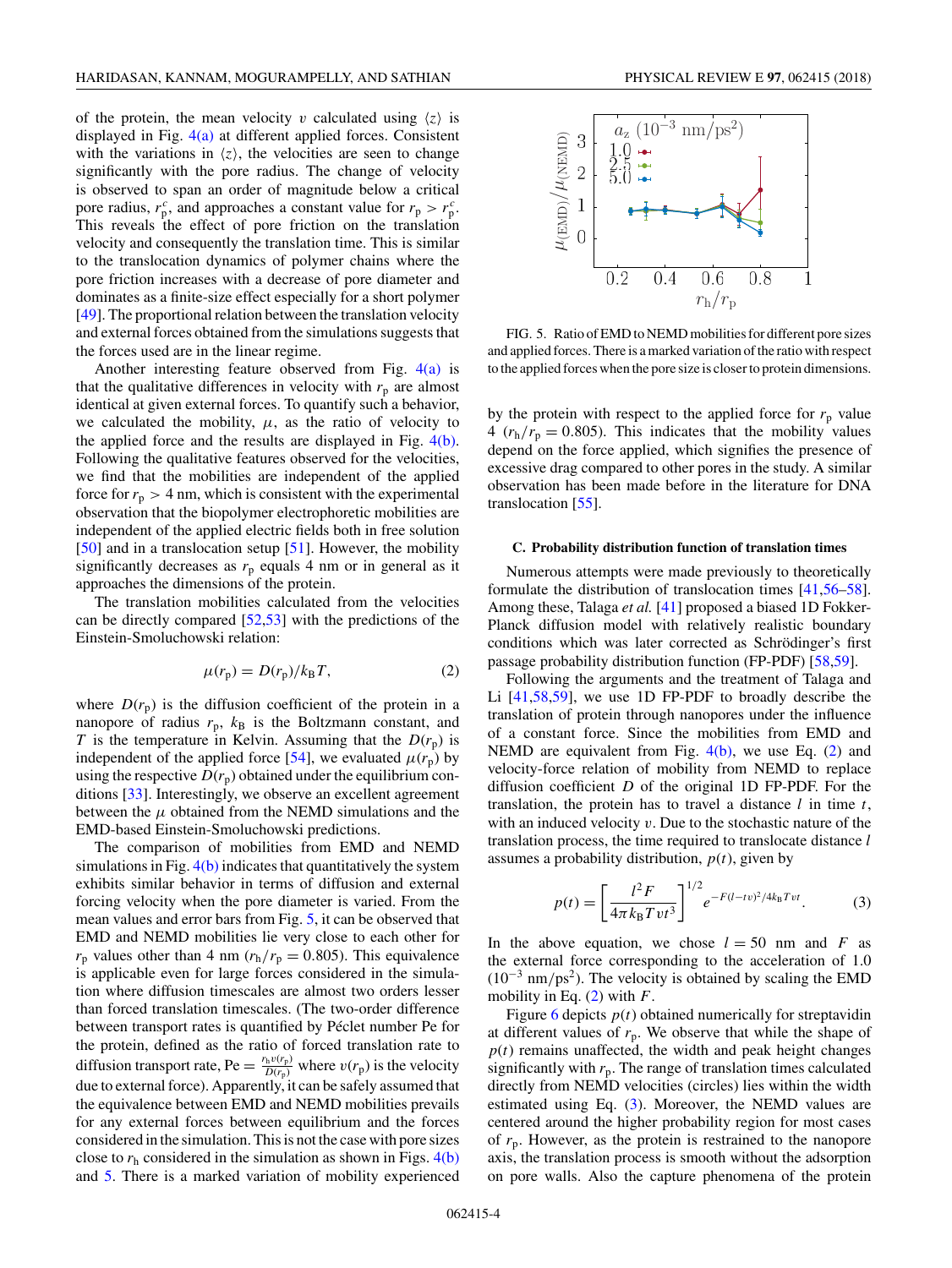of the protein, the mean velocity $v$ calculated using $\langle z \rangle$ is displayed in Fig. 4(a) at different applied forces. Consistent with the variations in $\langle z \rangle$, the velocities are seen to change significantly with the pore radius. The change of velocity is observed to span an order of magnitude below a critical pore radius, $r_p^c$, and approaches a constant value for $r_p > r_p^c$. This reveals the effect of pore friction on the translation velocity and consequently the translation time. This is similar to the translocation dynamics of polymer chains where the pore friction increases with a decrease of pore diameter and dominates as a finite-size effect especially for a short polymer [49]. The proportional relation between the translation velocity and external forces obtained from the simulations suggests that the forces used are in the linear regime.

Another interesting feature observed from Fig. 4(a) is that the qualitative differences in velocity with $r_p$ are almost identical at given external forces. To quantify such a behavior, we calculated the mobility, $\mu$, as the ratio of velocity to the applied force and the results are displayed in Fig. 4(b). Following the qualitative features observed for the velocities, we find that the mobilities are independent of the applied force for $r_p > 4$ nm, which is consistent with the experimental observation that the biopolymer electrophoretic mobilities are independent of the applied electric fields both in free solution [50] and in a translocation setup [51]. However, the mobility significantly decreases as $r_p$ equals 4 nm or in general as it approaches the dimensions of the protein.

The translation mobilities calculated from the velocities can be directly compared [52,53] with the predictions of the Einstein-Smoluchowski relation:

$$\mu(r_p) = D(r_p)/k_B T, \tag{2}$$

where $D(r_p)$ is the diffusion coefficient of the protein in a nanopore of radius $r_p$, $k_B$ is the Boltzmann constant, and $T$ is the temperature in Kelvin. Assuming that the $D(r_p)$ is independent of the applied force [54], we evaluated $\mu(r_p)$ by using the respective $D(r_p)$ obtained under the equilibrium conditions [33]. Interestingly, we observe an excellent agreement between the $\mu$ obtained from the NEMD simulations and the EMD-based Einstein-Smoluchowski predictions.

The comparison of mobilities from EMD and NEMD simulations in Fig. 4(b) indicates that quantitatively the system exhibits similar behavior in terms of diffusion and external forcing velocity when the pore diameter is varied. From the mean values and error bars from Fig. 5, it can be observed that EMD and NEMD mobilities lie very close to each other for $r_p$ values other than 4 nm ($r_h/r_p = 0.805$). This equivalence is applicable even for large forces considered in the simulation where diffusion timescales are almost two orders lesser than forced translation timescales. (The two-order difference between transport rates is quantified by Péclet number Pe for the protein, defined as the ratio of forced translation rate to diffusion transport rate, $\mathrm{Pe} = \frac{r_h v(r_p)}{D(r_p)}$ where $v(r_p)$ is the velocity due to external force). Apparently, it can be safely assumed that the equivalence between EMD and NEMD mobilities prevails for any external forces between equilibrium and the forces considered in the simulation. This is not the case with pore sizes close to $r_h$ considered in the simulation as shown in Figs. 4(b) and 5. There is a marked variation of mobility experienced by the protein with respect to the applied force for $r_p$ value 4 ($r_h/r_p = 0.805$). This indicates that the mobility values depend on the force applied, which signifies the presence of excessive drag compared to other pores in the study. A similar observation has been made before in the literature for DNA translocation [55].

FIG. 5. Ratio of EMD to NEMD mobilities for different pore sizes and applied forces. There is a marked variation of the ratio with respect to the applied forces when the pore size is closer to protein dimensions.

### C. Probability distribution function of translation times

Numerous attempts were made previously to theoretically formulate the distribution of translocation times [41,56–58]. Among these, Talaga *et al.* [41] proposed a biased 1D Fokker-Planck diffusion model with relatively realistic boundary conditions which was later corrected as Schrödinger's first passage probability distribution function (FP-PDF) [58,59].

Following the arguments and the treatment of Talaga and Li [41,58,59], we use 1D FP-PDF to broadly describe the translation of protein through nanopores under the influence of a constant force. Since the mobilities from EMD and NEMD are equivalent from Fig. 4(b), we use Eq. (2) and velocity-force relation of mobility from NEMD to replace diffusion coefficient $D$ of the original 1D FP-PDF. For the translation, the protein has to travel a distance $l$ in time $t$, with an induced velocity $v$. Due to the stochastic nature of the translation process, the time required to translocate distance $l$ assumes a probability distribution, $p(t)$, given by

$$p(t) = \left[\frac{l^2 F}{4\pi k_B T v t^3}\right]^{1/2} e^{-F(l-tv)^2/4k_B T v t}. \tag{3}$$

In the above equation, we chose $l = 50$ nm and $F$ as the external force corresponding to the acceleration of 1.0 ($10^{-3}$ nm/ps$^2$). The velocity is obtained by scaling the EMD mobility in Eq. (2) with $F$.

Figure 6 depicts $p(t)$ obtained numerically for streptavidin at different values of $r_p$. We observe that while the shape of $p(t)$ remains unaffected, the width and peak height changes significantly with $r_p$. The range of translation times calculated directly from NEMD velocities (circles) lies within the width estimated using Eq. (3). Moreover, the NEMD values are centered around the higher probability region for most cases of $r_p$. However, as the protein is restrained to the nanopore axis, the translation process is smooth without the adsorption on pore walls. Also the capture phenomena of the protein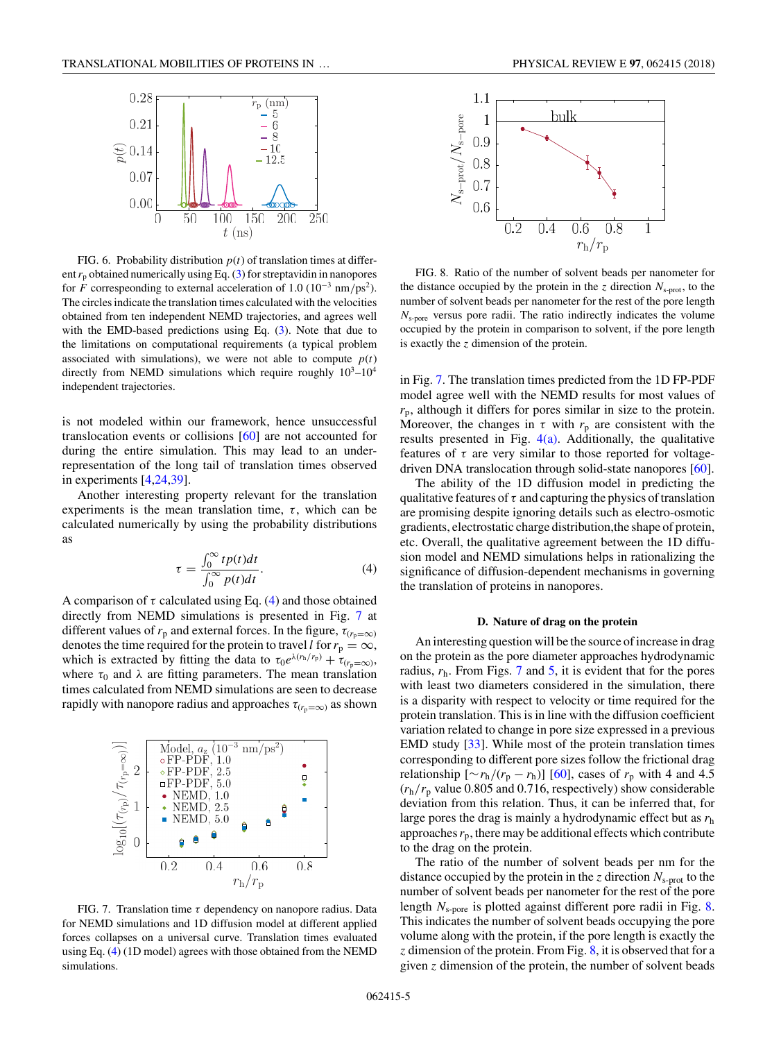FIG. 6. Probability distribution $p(t)$ of translation times at different $r_{\rm p}$ obtained numerically using Eq. (3) for streptavidin in nanopores for $F$ correspeonding to external acceleration of 1.0 ($10^{-3}$ nm/ps$^2$). The circles indicate the translation times calculated with the velocities obtained from ten independent NEMD trajectories, and agrees well with the EMD-based predictions using Eq. (3). Note that due to the limitations on computational requirements (a typical problem associated with simulations), we were not able to compute $p(t)$ directly from NEMD simulations which require roughly $10^3$–$10^4$ independent trajectories.

is not modeled within our framework, hence unsuccessful translocation events or collisions [60] are not accounted for during the entire simulation. This may lead to an under-representation of the long tail of translation times observed in experiments [4,24,39].

Another interesting property relevant for the translation experiments is the mean translation time, $\tau$, which can be calculated numerically by using the probability distributions as

$$\tau = \frac{\int_0^\infty t p(t) dt}{\int_0^\infty p(t) dt}. \tag{4}$$

A comparison of $\tau$ calculated using Eq. (4) and those obtained directly from NEMD simulations is presented in Fig. 7 at different values of $r_{\rm p}$ and external forces. In the figure, $\tau_{(r_{\rm p}=\infty)}$ denotes the time required for the protein to travel $l$ for $r_{\rm p} = \infty$, which is extracted by fitting the data to $\tau_0 e^{\lambda(r_{\rm h}/r_{\rm p})} + \tau_{(r_{\rm p}=\infty)}$, where $\tau_0$ and $\lambda$ are fitting parameters. The mean translation times calculated from NEMD simulations are seen to decrease rapidly with nanopore radius and approaches $\tau_{(r_{\rm p}=\infty)}$ as shown in Fig. 7. The translation times predicted from the 1D FP-PDF model agree well with the NEMD results for most values of $r_{\rm p}$, although it differs for pores similar in size to the protein. Moreover, the changes in $\tau$ with $r_{\rm p}$ are consistent with the results presented in Fig. 4(a). Additionally, the qualitative features of $\tau$ are very similar to those reported for voltage-driven DNA translocation through solid-state nanopores [60].

FIG. 7. Translation time $\tau$ dependency on nanopore radius. Data for NEMD simulations and 1D diffusion model at different applied forces collapses on a universal curve. Translation times evaluated using Eq. (4) (1D model) agrees with those obtained from the NEMD simulations.

FIG. 8. Ratio of the number of solvent beads per nanometer for the distance occupied by the protein in the $z$ direction $N_{\rm s\text{-}prot}$, to the number of solvent beads per nanometer for the rest of the pore length $N_{\rm s\text{-}pore}$ versus pore radii. The ratio indirectly indicates the volume occupied by the protein in comparison to solvent, if the pore length is exactly the $z$ dimension of the protein.

The ability of the 1D diffusion model in predicting the qualitative features of $\tau$ and capturing the physics of translation are promising despite ignoring details such as electro-osmotic gradients, electrostatic charge distribution,the shape of protein, etc. Overall, the qualitative agreement between the 1D diffusion model and NEMD simulations helps in rationalizing the significance of diffusion-dependent mechanisms in governing the translation of proteins in nanopores.

### D. Nature of drag on the protein

An interesting question will be the source of increase in drag on the protein as the pore diameter approaches hydrodynamic radius, $r_{\rm h}$. From Figs. 7 and 5, it is evident that for the pores with least two diameters considered in the simulation, there is a disparity with respect to velocity or time required for the protein translation. This is in line with the diffusion coefficient variation related to change in pore size expressed in a previous EMD study [33]. While most of the protein translation times corresponding to different pore sizes follow the frictional drag relationship [$\sim r_{\rm h}/(r_{\rm p} - r_{\rm h})$] [60], cases of $r_{\rm p}$ with 4 and 4.5 ($r_{\rm h}/r_{\rm p}$ value 0.805 and 0.716, respectively) show considerable deviation from this relation. Thus, it can be inferred that, for large pores the drag is mainly a hydrodynamic effect but as $r_{\rm h}$ approaches $r_{\rm p}$, there may be additional effects which contribute to the drag on the protein.

The ratio of the number of solvent beads per nm for the distance occupied by the protein in the $z$ direction $N_{\rm s\text{-}prot}$ to the number of solvent beads per nanometer for the rest of the pore length $N_{\rm s\text{-}pore}$ is plotted against different pore radii in Fig. 8. This indicates the number of solvent beads occupying the pore volume along with the protein, if the pore length is exactly the $z$ dimension of the protein. From Fig. 8, it is observed that for a given $z$ dimension of the protein, the number of solvent beads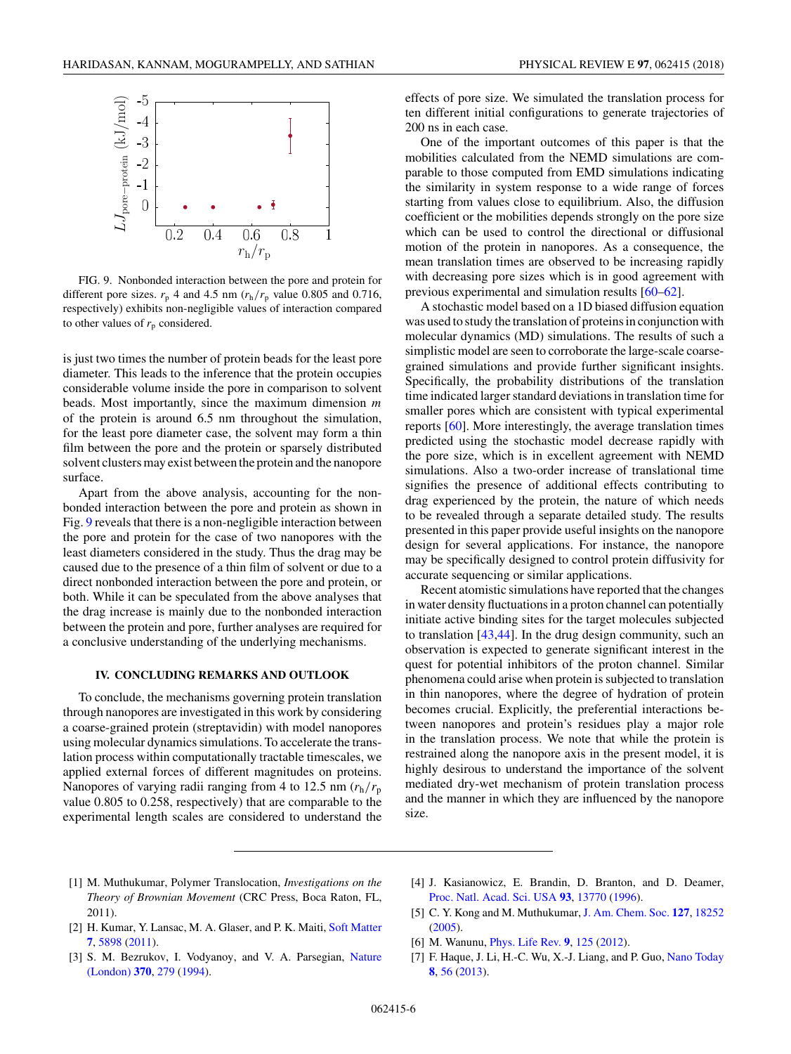FIG. 9. Nonbonded interaction between the pore and protein for different pore sizes. $r_p$ 4 and 4.5 nm ($r_h/r_p$ value 0.805 and 0.716, respectively) exhibits non-negligible values of interaction compared to other values of $r_p$ considered.

is just two times the number of protein beads for the least pore diameter. This leads to the inference that the protein occupies considerable volume inside the pore in comparison to solvent beads. Most importantly, since the maximum dimension $m$ of the protein is around 6.5 nm throughout the simulation, for the least pore diameter case, the solvent may form a thin film between the pore and the protein or sparsely distributed solvent clusters may exist between the protein and the nanopore surface.

Apart from the above analysis, accounting for the nonbonded interaction between the pore and protein as shown in Fig. 9 reveals that there is a non-negligible interaction between the pore and protein for the case of two nanopores with the least diameters considered in the study. Thus the drag may be caused due to the presence of a thin film of solvent or due to a direct nonbonded interaction between the pore and protein, or both. While it can be speculated from the above analyses that the drag increase is mainly due to the nonbonded interaction between the protein and pore, further analyses are required for a conclusive understanding of the underlying mechanisms.

## IV. CONCLUDING REMARKS AND OUTLOOK

To conclude, the mechanisms governing protein translation through nanopores are investigated in this work by considering a coarse-grained protein (streptavidin) with model nanopores using molecular dynamics simulations. To accelerate the translation process within computationally tractable timescales, we applied external forces of different magnitudes on proteins. Nanopores of varying radii ranging from 4 to 12.5 nm ($r_h/r_p$ value 0.805 to 0.258, respectively) that are comparable to the experimental length scales are considered to understand the effects of pore size. We simulated the translation process for ten different initial configurations to generate trajectories of 200 ns in each case.

One of the important outcomes of this paper is that the mobilities calculated from the NEMD simulations are comparable to those computed from EMD simulations indicating the similarity in system response to a wide range of forces starting from values close to equilibrium. Also, the diffusion coefficient or the mobilities depends strongly on the pore size which can be used to control the directional or diffusional motion of the protein in nanopores. As a consequence, the mean translation times are observed to be increasing rapidly with decreasing pore sizes which is in good agreement with previous experimental and simulation results [60–62].

A stochastic model based on a 1D biased diffusion equation was used to study the translation of proteins in conjunction with molecular dynamics (MD) simulations. The results of such a simplistic model are seen to corroborate the large-scale coarse-grained simulations and provide further significant insights. Specifically, the probability distributions of the translation time indicated larger standard deviations in translation time for smaller pores which are consistent with typical experimental reports [60]. More interestingly, the average translation times predicted using the stochastic model decrease rapidly with the pore size, which is in excellent agreement with NEMD simulations. Also a two-order increase of translational time signifies the presence of additional effects contributing to drag experienced by the protein, the nature of which needs to be revealed through a separate detailed study. The results presented in this paper provide useful insights on the nanopore design for several applications. For instance, the nanopore may be specifically designed to control protein diffusivity for accurate sequencing or similar applications.

Recent atomistic simulations have reported that the changes in water density fluctuations in a proton channel can potentially initiate active binding sites for the target molecules subjected to translation [43,44]. In the drug design community, such an observation is expected to generate significant interest in the quest for potential inhibitors of the proton channel. Similar phenomena could arise when protein is subjected to translation in thin nanopores, where the degree of hydration of protein becomes crucial. Explicitly, the preferential interactions between nanopores and protein's residues play a major role in the translation process. We note that while the protein is restrained along the nanopore axis in the present model, it is highly desirous to understand the importance of the solvent mediated dry-wet mechanism of protein translation process and the manner in which they are influenced by the nanopore size.

---

[1] M. Muthukumar, Polymer Translocation, *Investigations on the Theory of Brownian Movement* (CRC Press, Boca Raton, FL, 2011).

[2] H. Kumar, Y. Lansac, M. A. Glaser, and P. K. Maiti, Soft Matter **7**, 5898 (2011).

[3] S. M. Bezrukov, I. Vodyanoy, and V. A. Parsegian, Nature (London) **370**, 279 (1994).

[4] J. Kasianowicz, E. Brandin, D. Branton, and D. Deamer, Proc. Natl. Acad. Sci. USA **93**, 13770 (1996).

[5] C. Y. Kong and M. Muthukumar, J. Am. Chem. Soc. **127**, 18252 (2005).

[6] M. Wanunu, Phys. Life Rev. **9**, 125 (2012).

[7] F. Haque, J. Li, H.-C. Wu, X.-J. Liang, and P. Guo, Nano Today **8**, 56 (2013).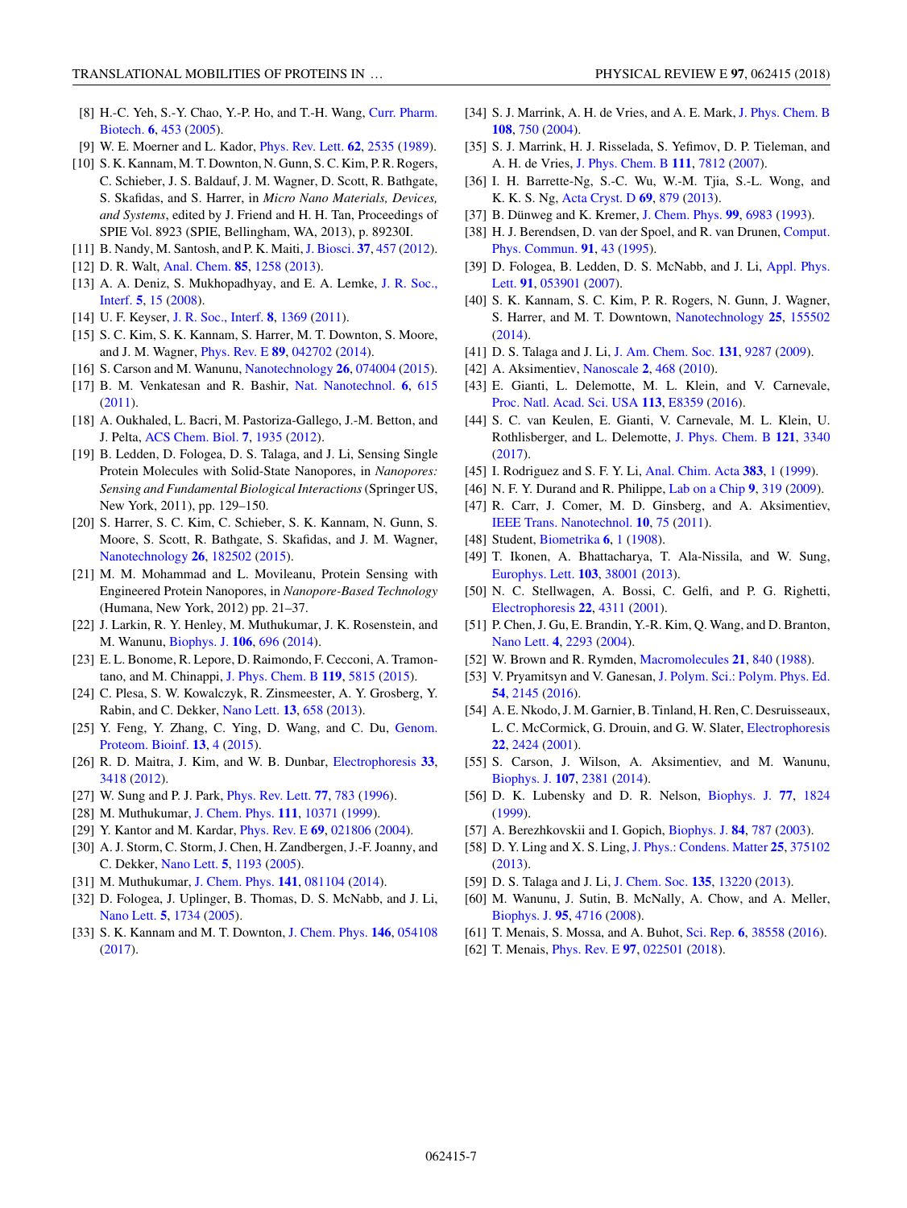[8] H.-C. Yeh, S.-Y. Chao, Y.-P. Ho, and T.-H. Wang, Curr. Pharm. Biotech. **6**, 453 (2005).

[9] W. E. Moerner and L. Kador, Phys. Rev. Lett. **62**, 2535 (1989).

[10] S. K. Kannam, M. T. Downton, N. Gunn, S. C. Kim, P. R. Rogers, C. Schieber, J. S. Baldauf, J. M. Wagner, D. Scott, R. Bathgate, S. Skafidas, and S. Harrer, in *Micro Nano Materials, Devices, and Systems*, edited by J. Friend and H. H. Tan, Proceedings of SPIE Vol. 8923 (SPIE, Bellingham, WA, 2013), p. 89230I.

[11] B. Nandy, M. Santosh, and P. K. Maiti, J. Biosci. **37**, 457 (2012).

[12] D. R. Walt, Anal. Chem. **85**, 1258 (2013).

[13] A. A. Deniz, S. Mukhopadhyay, and E. A. Lemke, J. R. Soc., Interf. **5**, 15 (2008).

[14] U. F. Keyser, J. R. Soc., Interf. **8**, 1369 (2011).

[15] S. C. Kim, S. K. Kannam, S. Harrer, M. T. Downton, S. Moore, and J. M. Wagner, Phys. Rev. E **89**, 042702 (2014).

[16] S. Carson and M. Wanunu, Nanotechnology **26**, 074004 (2015).

[17] B. M. Venkatesan and R. Bashir, Nat. Nanotechnol. **6**, 615 (2011).

[18] A. Oukhaled, L. Bacri, M. Pastoriza-Gallego, J.-M. Betton, and J. Pelta, ACS Chem. Biol. **7**, 1935 (2012).

[19] B. Ledden, D. Fologea, D. S. Talaga, and J. Li, Sensing Single Protein Molecules with Solid-State Nanopores, in *Nanopores: Sensing and Fundamental Biological Interactions* (Springer US, New York, 2011), pp. 129–150.

[20] S. Harrer, S. C. Kim, C. Schieber, S. K. Kannam, N. Gunn, S. Moore, S. Scott, R. Bathgate, S. Skafidas, and J. M. Wagner, Nanotechnology **26**, 182502 (2015).

[21] M. M. Mohammad and L. Movileanu, Protein Sensing with Engineered Protein Nanopores, in *Nanopore-Based Technology* (Humana, New York, 2012) pp. 21–37.

[22] J. Larkin, R. Y. Henley, M. Muthukumar, J. K. Rosenstein, and M. Wanunu, Biophys. J. **106**, 696 (2014).

[23] E. L. Bonome, R. Lepore, D. Raimondo, F. Cecconi, A. Tramontano, and M. Chinappi, J. Phys. Chem. B **119**, 5815 (2015).

[24] C. Plesa, S. W. Kowalczyk, R. Zinsmeester, A. Y. Grosberg, Y. Rabin, and C. Dekker, Nano Lett. **13**, 658 (2013).

[25] Y. Feng, Y. Zhang, C. Ying, D. Wang, and C. Du, Genom. Proteom. Bioinf. **13**, 4 (2015).

[26] R. D. Maitra, J. Kim, and W. B. Dunbar, Electrophoresis **33**, 3418 (2012).

[27] W. Sung and P. J. Park, Phys. Rev. Lett. **77**, 783 (1996).

[28] M. Muthukumar, J. Chem. Phys. **111**, 10371 (1999).

[29] Y. Kantor and M. Kardar, Phys. Rev. E **69**, 021806 (2004).

[30] A. J. Storm, C. Storm, J. Chen, H. Zandbergen, J.-F. Joanny, and C. Dekker, Nano Lett. **5**, 1193 (2005).

[31] M. Muthukumar, J. Chem. Phys. **141**, 081104 (2014).

[32] D. Fologea, J. Uplinger, B. Thomas, D. S. McNabb, and J. Li, Nano Lett. **5**, 1734 (2005).

[33] S. K. Kannam and M. T. Downton, J. Chem. Phys. **146**, 054108 (2017).

[34] S. J. Marrink, A. H. de Vries, and A. E. Mark, J. Phys. Chem. B **108**, 750 (2004).

[35] S. J. Marrink, H. J. Risselada, S. Yefimov, D. P. Tieleman, and A. H. de Vries, J. Phys. Chem. B **111**, 7812 (2007).

[36] I. H. Barrette-Ng, S.-C. Wu, W.-M. Tjia, S.-L. Wong, and K. K. S. Ng, Acta Cryst. D **69**, 879 (2013).

[37] B. Dünweg and K. Kremer, J. Chem. Phys. **99**, 6983 (1993).

[38] H. J. Berendsen, D. van der Spoel, and R. van Drunen, Comput. Phys. Commun. **91**, 43 (1995).

[39] D. Fologea, B. Ledden, D. S. McNabb, and J. Li, Appl. Phys. Lett. **91**, 053901 (2007).

[40] S. K. Kannam, S. C. Kim, P. R. Rogers, N. Gunn, J. Wagner, S. Harrer, and M. T. Downton, Nanotechnology **25**, 155502 (2014).

[41] D. S. Talaga and J. Li, J. Am. Chem. Soc. **131**, 9287 (2009).

[42] A. Aksimentiev, Nanoscale **2**, 468 (2010).

[43] E. Gianti, L. Delemotte, M. L. Klein, and V. Carnevale, Proc. Natl. Acad. Sci. USA **113**, E8359 (2016).

[44] S. C. van Keulen, E. Gianti, V. Carnevale, M. L. Klein, U. Rothlisberger, and L. Delemotte, J. Phys. Chem. B **121**, 3340 (2017).

[45] I. Rodriguez and S. F. Y. Li, Anal. Chim. Acta **383**, 1 (1999).

[46] N. F. Y. Durand and R. Philippe, Lab on a Chip **9**, 319 (2009).

[47] R. Carr, J. Comer, M. D. Ginsberg, and A. Aksimentiev, IEEE Trans. Nanotechnol. **10**, 75 (2011).

[48] Student, Biometrika **6**, 1 (1908).

[49] T. Ikonen, A. Bhattacharya, T. Ala-Nissila, and W. Sung, Europhys. Lett. **103**, 38001 (2013).

[50] N. C. Stellwagen, A. Bossi, C. Gelfi, and P. G. Righetti, Electrophoresis **22**, 4311 (2001).

[51] P. Chen, J. Gu, E. Brandin, Y.-R. Kim, Q. Wang, and D. Branton, Nano Lett. **4**, 2293 (2004).

[52] W. Brown and R. Rymden, Macromolecules **21**, 840 (1988).

[53] V. Pryamitsyn and V. Ganesan, J. Polym. Sci.: Polym. Phys. Ed. **54**, 2145 (2016).

[54] A. E. Nkodo, J. M. Garnier, B. Tinland, H. Ren, C. Desruisseaux, L. C. McCormick, G. Drouin, and G. W. Slater, Electrophoresis **22**, 2424 (2001).

[55] S. Carson, J. Wilson, A. Aksimentiev, and M. Wanunu, Biophys. J. **107**, 2381 (2014).

[56] D. K. Lubensky and D. R. Nelson, Biophys. J. **77**, 1824 (1999).

[57] A. Berezhkovskii and I. Gopich, Biophys. J. **84**, 787 (2003).

[58] D. Y. Ling and X. S. Ling, J. Phys.: Condens. Matter **25**, 375102 (2013).

[59] D. S. Talaga and J. Li, J. Chem. Soc. **135**, 13220 (2013).

[60] M. Wanunu, J. Sutin, B. McNally, A. Chow, and A. Meller, Biophys. J. **95**, 4716 (2008).

[61] T. Menais, S. Mossa, and A. Buhot, Sci. Rep. **6**, 38558 (2016).

[62] T. Menais, Phys. Rev. E **97**, 022501 (2018).